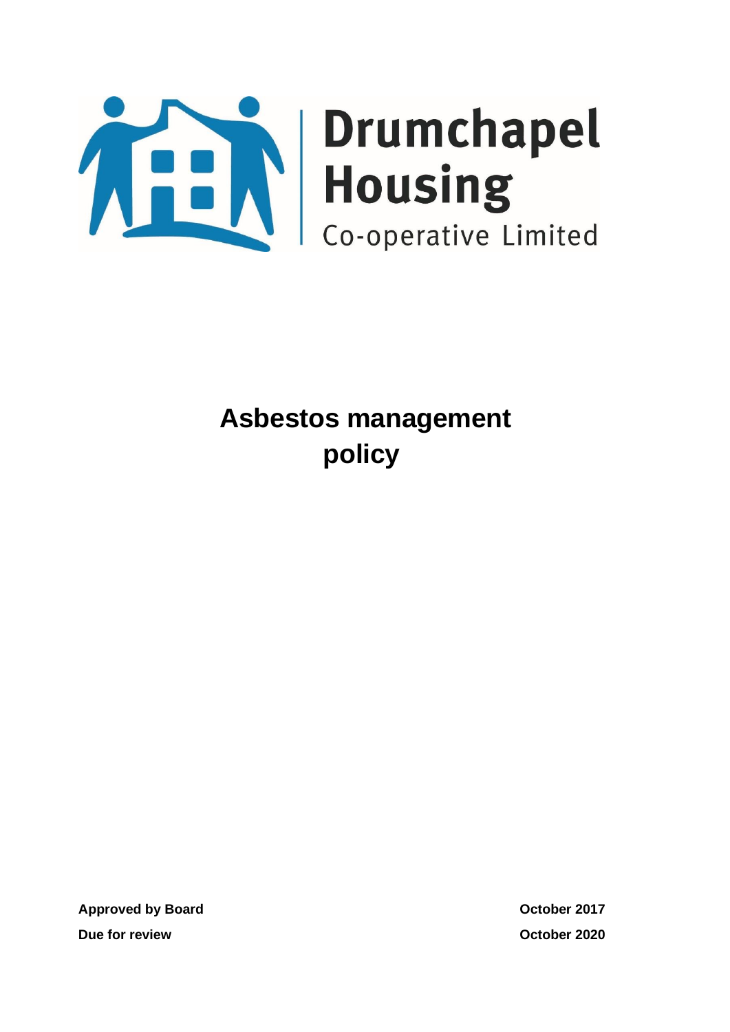Drumchapel Housing Co-operative Limited

# Asbestos management policy

| | |
|---|---|
| **Approved by Board** | **October 2017** |
| **Due for review** | **October 2020** |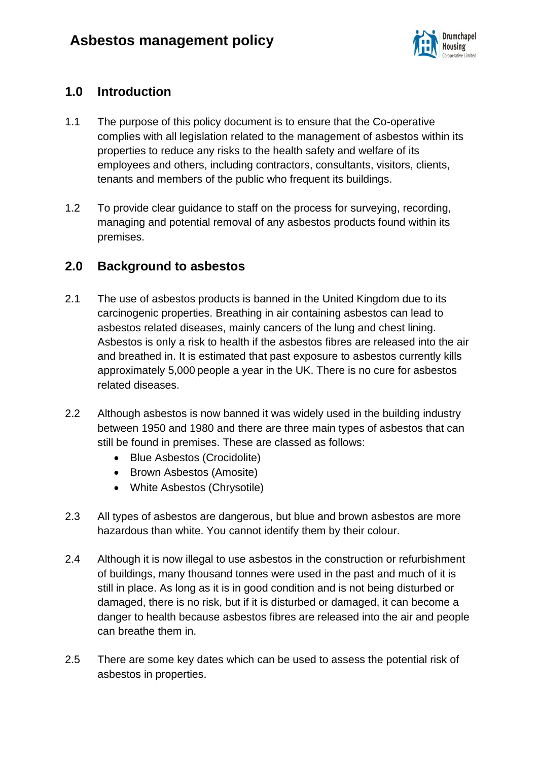# Asbestos management policy

## 1.0 Introduction

1.1 The purpose of this policy document is to ensure that the Co-operative complies with all legislation related to the management of asbestos within its properties to reduce any risks to the health safety and welfare of its employees and others, including contractors, consultants, visitors, clients, tenants and members of the public who frequent its buildings.

1.2 To provide clear guidance to staff on the process for surveying, recording, managing and potential removal of any asbestos products found within its premises.

## 2.0 Background to asbestos

2.1 The use of asbestos products is banned in the United Kingdom due to its carcinogenic properties. Breathing in air containing asbestos can lead to asbestos related diseases, mainly cancers of the lung and chest lining. Asbestos is only a risk to health if the asbestos fibres are released into the air and breathed in. It is estimated that past exposure to asbestos currently kills approximately 5,000 people a year in the UK. There is no cure for asbestos related diseases.

2.2 Although asbestos is now banned it was widely used in the building industry between 1950 and 1980 and there are three main types of asbestos that can still be found in premises. These are classed as follows:

- Blue Asbestos (Crocidolite)
- Brown Asbestos (Amosite)
- White Asbestos (Chrysotile)

2.3 All types of asbestos are dangerous, but blue and brown asbestos are more hazardous than white. You cannot identify them by their colour.

2.4 Although it is now illegal to use asbestos in the construction or refurbishment of buildings, many thousand tonnes were used in the past and much of it is still in place. As long as it is in good condition and is not being disturbed or damaged, there is no risk, but if it is disturbed or damaged, it can become a danger to health because asbestos fibres are released into the air and people can breathe them in.

2.5 There are some key dates which can be used to assess the potential risk of asbestos in properties.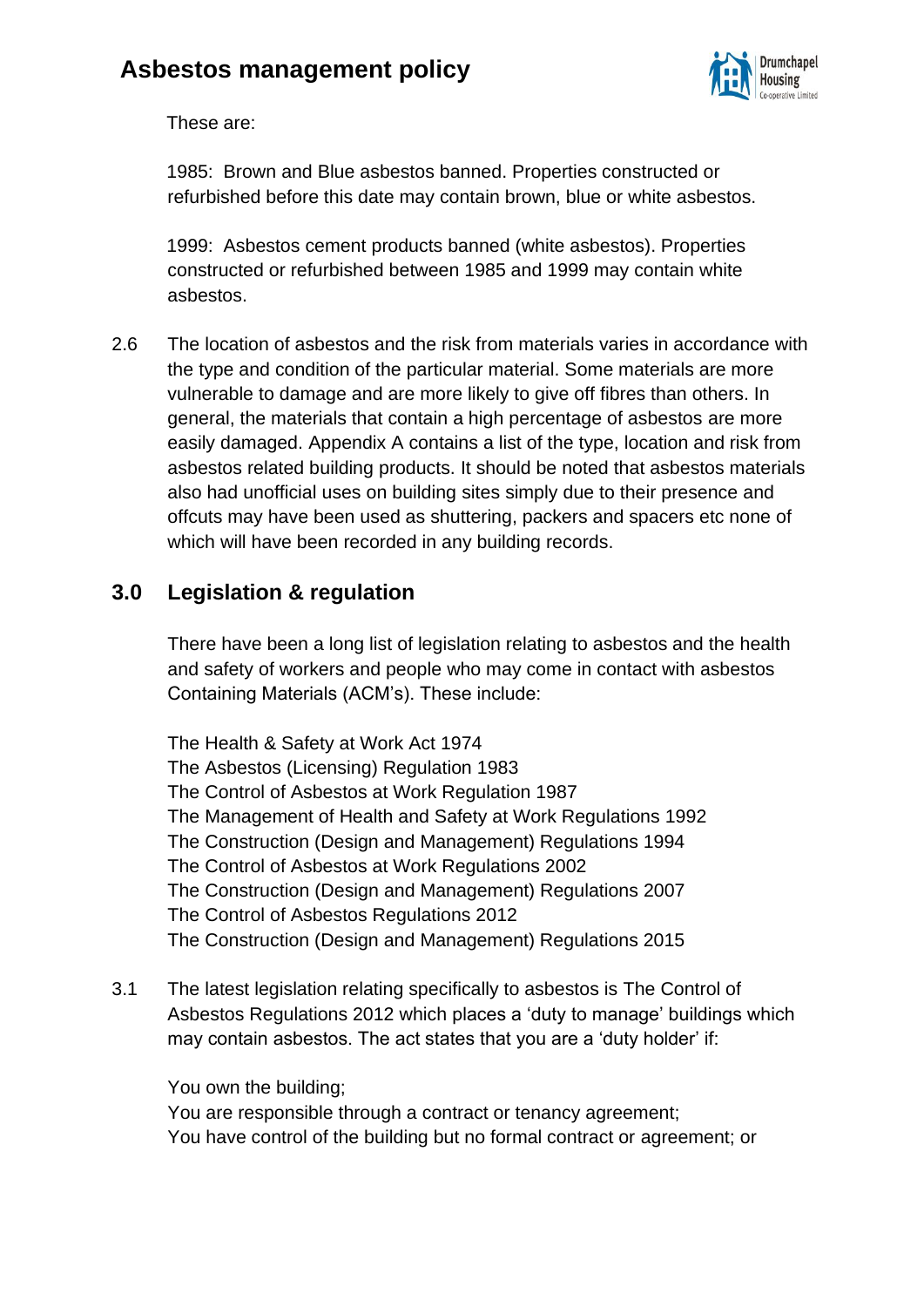These are:

1985: Brown and Blue asbestos banned. Properties constructed or refurbished before this date may contain brown, blue or white asbestos.

1999: Asbestos cement products banned (white asbestos). Properties constructed or refurbished between 1985 and 1999 may contain white asbestos.

2.6 The location of asbestos and the risk from materials varies in accordance with the type and condition of the particular material. Some materials are more vulnerable to damage and are more likely to give off fibres than others. In general, the materials that contain a high percentage of asbestos are more easily damaged. Appendix A contains a list of the type, location and risk from asbestos related building products. It should be noted that asbestos materials also had unofficial uses on building sites simply due to their presence and offcuts may have been used as shuttering, packers and spacers etc none of which will have been recorded in any building records.

## 3.0 Legislation & regulation

There have been a long list of legislation relating to asbestos and the health and safety of workers and people who may come in contact with asbestos Containing Materials (ACM's). These include:

The Health & Safety at Work Act 1974
The Asbestos (Licensing) Regulation 1983
The Control of Asbestos at Work Regulation 1987
The Management of Health and Safety at Work Regulations 1992
The Construction (Design and Management) Regulations 1994
The Control of Asbestos at Work Regulations 2002
The Construction (Design and Management) Regulations 2007
The Control of Asbestos Regulations 2012
The Construction (Design and Management) Regulations 2015

3.1 The latest legislation relating specifically to asbestos is The Control of Asbestos Regulations 2012 which places a 'duty to manage' buildings which may contain asbestos. The act states that you are a 'duty holder' if:

You own the building;
You are responsible through a contract or tenancy agreement;
You have control of the building but no formal contract or agreement; or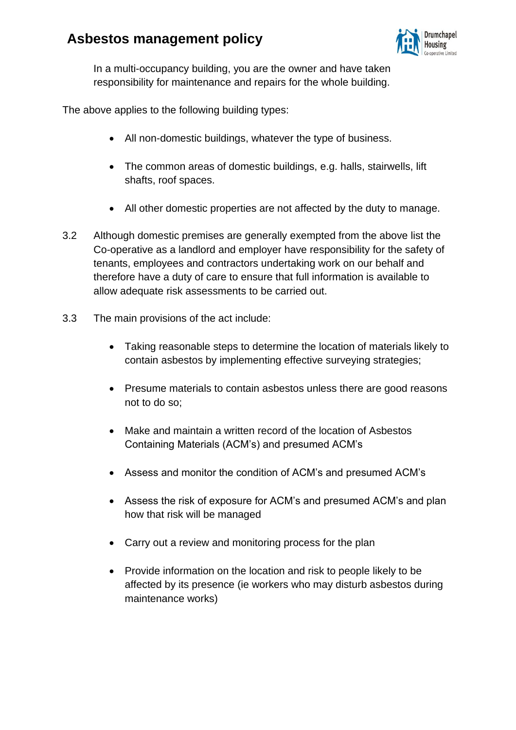In a multi-occupancy building, you are the owner and have taken responsibility for maintenance and repairs for the whole building.

The above applies to the following building types:

- All non-domestic buildings, whatever the type of business.
- The common areas of domestic buildings, e.g. halls, stairwells, lift shafts, roof spaces.
- All other domestic properties are not affected by the duty to manage.

3.2 Although domestic premises are generally exempted from the above list the Co-operative as a landlord and employer have responsibility for the safety of tenants, employees and contractors undertaking work on our behalf and therefore have a duty of care to ensure that full information is available to allow adequate risk assessments to be carried out.

3.3 The main provisions of the act include:

- Taking reasonable steps to determine the location of materials likely to contain asbestos by implementing effective surveying strategies;
- Presume materials to contain asbestos unless there are good reasons not to do so;
- Make and maintain a written record of the location of Asbestos Containing Materials (ACM's) and presumed ACM's
- Assess and monitor the condition of ACM's and presumed ACM's
- Assess the risk of exposure for ACM's and presumed ACM's and plan how that risk will be managed
- Carry out a review and monitoring process for the plan
- Provide information on the location and risk to people likely to be affected by its presence (ie workers who may disturb asbestos during maintenance works)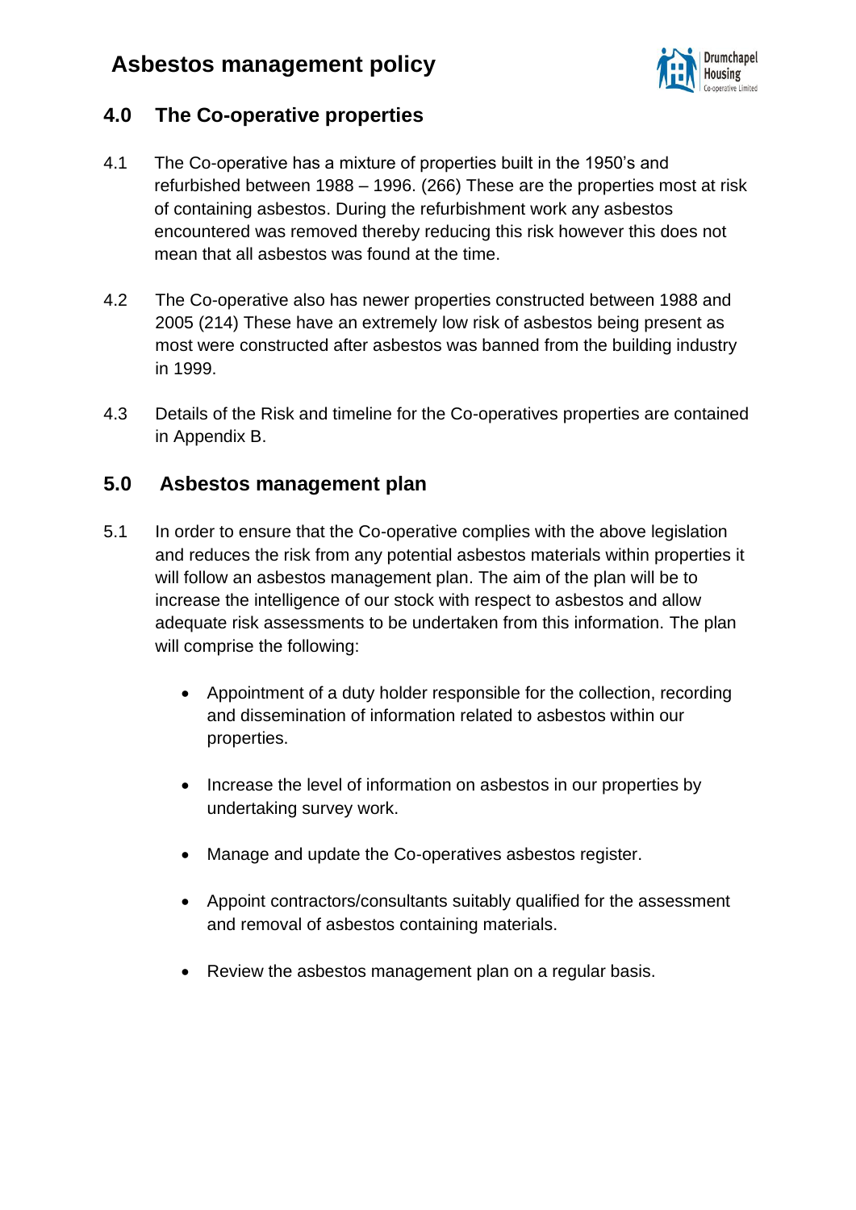## 4.0 The Co-operative properties

4.1 The Co-operative has a mixture of properties built in the 1950's and refurbished between 1988 – 1996. (266) These are the properties most at risk of containing asbestos. During the refurbishment work any asbestos encountered was removed thereby reducing this risk however this does not mean that all asbestos was found at the time.

4.2 The Co-operative also has newer properties constructed between 1988 and 2005 (214) These have an extremely low risk of asbestos being present as most were constructed after asbestos was banned from the building industry in 1999.

4.3 Details of the Risk and timeline for the Co-operatives properties are contained in Appendix B.

## 5.0 Asbestos management plan

5.1 In order to ensure that the Co-operative complies with the above legislation and reduces the risk from any potential asbestos materials within properties it will follow an asbestos management plan. The aim of the plan will be to increase the intelligence of our stock with respect to asbestos and allow adequate risk assessments to be undertaken from this information. The plan will comprise the following:

- Appointment of a duty holder responsible for the collection, recording and dissemination of information related to asbestos within our properties.
- Increase the level of information on asbestos in our properties by undertaking survey work.
- Manage and update the Co-operatives asbestos register.
- Appoint contractors/consultants suitably qualified for the assessment and removal of asbestos containing materials.
- Review the asbestos management plan on a regular basis.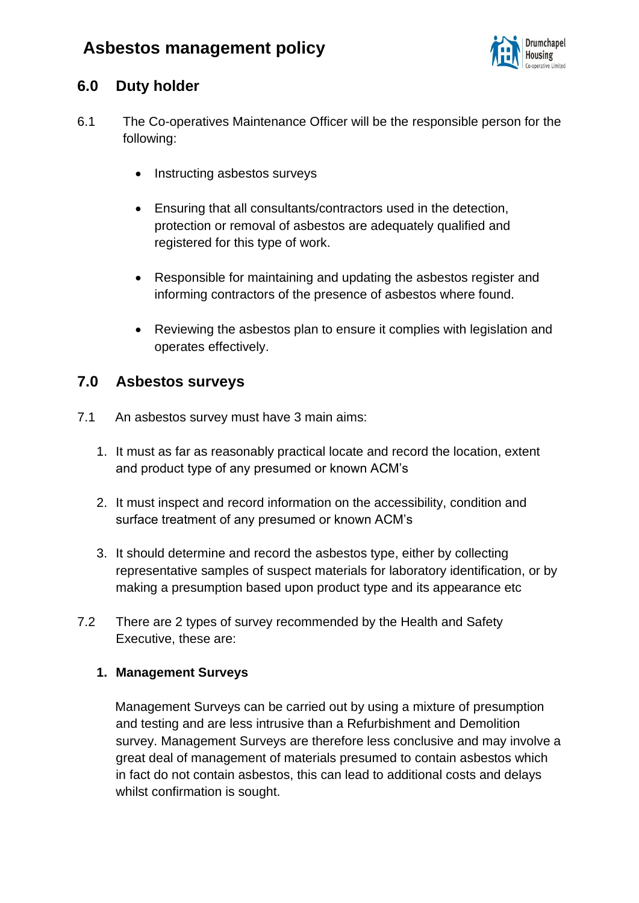## 6.0 Duty holder

6.1 The Co-operatives Maintenance Officer will be the responsible person for the following:

- Instructing asbestos surveys
- Ensuring that all consultants/contractors used in the detection, protection or removal of asbestos are adequately qualified and registered for this type of work.
- Responsible for maintaining and updating the asbestos register and informing contractors of the presence of asbestos where found.
- Reviewing the asbestos plan to ensure it complies with legislation and operates effectively.

## 7.0 Asbestos surveys

7.1 An asbestos survey must have 3 main aims:

1. It must as far as reasonably practical locate and record the location, extent and product type of any presumed or known ACM's
2. It must inspect and record information on the accessibility, condition and surface treatment of any presumed or known ACM's
3. It should determine and record the asbestos type, either by collecting representative samples of suspect materials for laboratory identification, or by making a presumption based upon product type and its appearance etc

7.2 There are 2 types of survey recommended by the Health and Safety Executive, these are:

1. **Management Surveys**

   Management Surveys can be carried out by using a mixture of presumption and testing and are less intrusive than a Refurbishment and Demolition survey. Management Surveys are therefore less conclusive and may involve a great deal of management of materials presumed to contain asbestos which in fact do not contain asbestos, this can lead to additional costs and delays whilst confirmation is sought.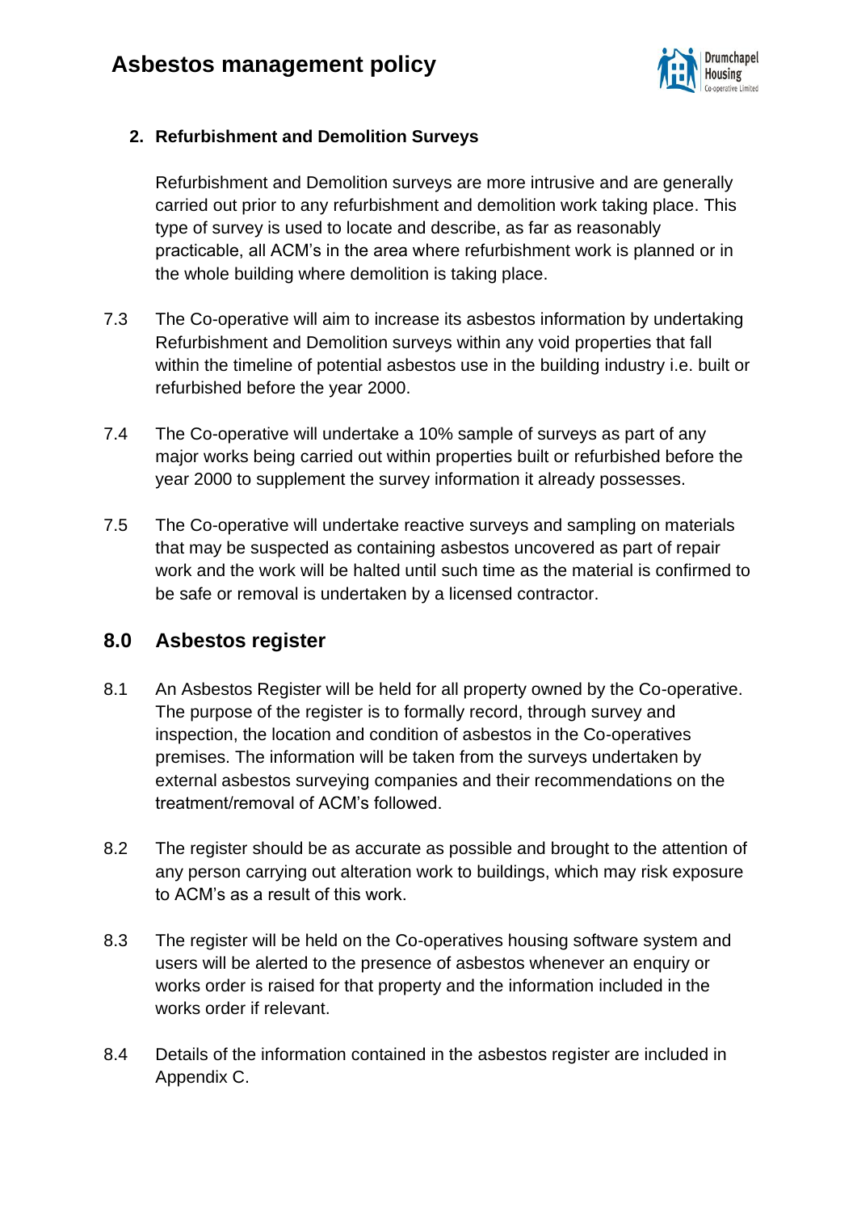2. **Refurbishment and Demolition Surveys**

   Refurbishment and Demolition surveys are more intrusive and are generally carried out prior to any refurbishment and demolition work taking place. This type of survey is used to locate and describe, as far as reasonably practicable, all ACM's in the area where refurbishment work is planned or in the whole building where demolition is taking place.

7.3 The Co-operative will aim to increase its asbestos information by undertaking Refurbishment and Demolition surveys within any void properties that fall within the timeline of potential asbestos use in the building industry i.e. built or refurbished before the year 2000.

7.4 The Co-operative will undertake a 10% sample of surveys as part of any major works being carried out within properties built or refurbished before the year 2000 to supplement the survey information it already possesses.

7.5 The Co-operative will undertake reactive surveys and sampling on materials that may be suspected as containing asbestos uncovered as part of repair work and the work will be halted until such time as the material is confirmed to be safe or removal is undertaken by a licensed contractor.

## 8.0 Asbestos register

8.1 An Asbestos Register will be held for all property owned by the Co-operative. The purpose of the register is to formally record, through survey and inspection, the location and condition of asbestos in the Co-operatives premises. The information will be taken from the surveys undertaken by external asbestos surveying companies and their recommendations on the treatment/removal of ACM's followed.

8.2 The register should be as accurate as possible and brought to the attention of any person carrying out alteration work to buildings, which may risk exposure to ACM's as a result of this work.

8.3 The register will be held on the Co-operatives housing software system and users will be alerted to the presence of asbestos whenever an enquiry or works order is raised for that property and the information included in the works order if relevant.

8.4 Details of the information contained in the asbestos register are included in Appendix C.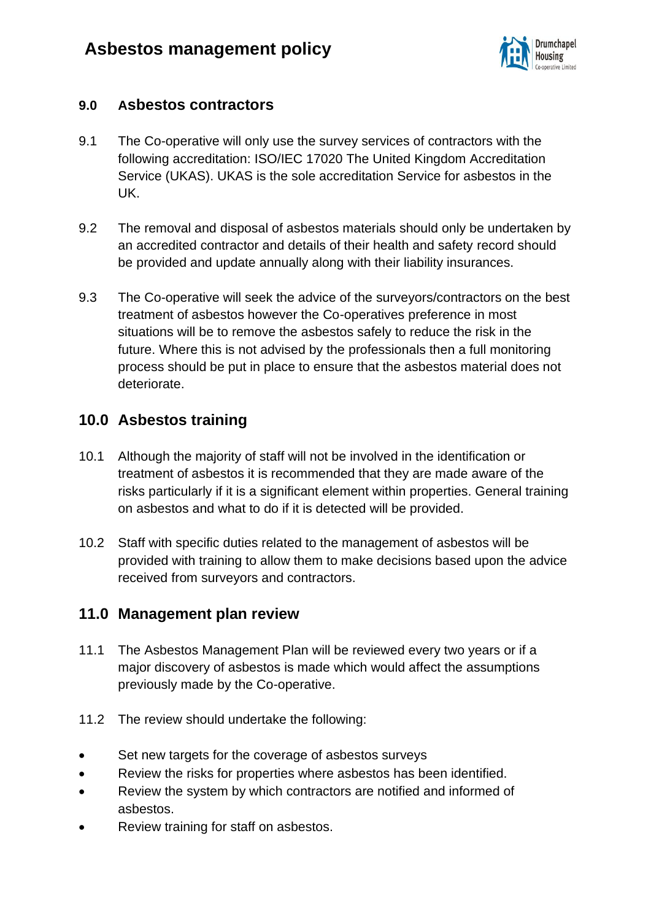## 9.0 Asbestos contractors

9.1 The Co-operative will only use the survey services of contractors with the following accreditation: ISO/IEC 17020 The United Kingdom Accreditation Service (UKAS). UKAS is the sole accreditation Service for asbestos in the UK.

9.2 The removal and disposal of asbestos materials should only be undertaken by an accredited contractor and details of their health and safety record should be provided and update annually along with their liability insurances.

9.3 The Co-operative will seek the advice of the surveyors/contractors on the best treatment of asbestos however the Co-operatives preference in most situations will be to remove the asbestos safely to reduce the risk in the future. Where this is not advised by the professionals then a full monitoring process should be put in place to ensure that the asbestos material does not deteriorate.

## 10.0 Asbestos training

10.1 Although the majority of staff will not be involved in the identification or treatment of asbestos it is recommended that they are made aware of the risks particularly if it is a significant element within properties. General training on asbestos and what to do if it is detected will be provided.

10.2 Staff with specific duties related to the management of asbestos will be provided with training to allow them to make decisions based upon the advice received from surveyors and contractors.

## 11.0 Management plan review

11.1 The Asbestos Management Plan will be reviewed every two years or if a major discovery of asbestos is made which would affect the assumptions previously made by the Co-operative.

11.2 The review should undertake the following:

- Set new targets for the coverage of asbestos surveys
- Review the risks for properties where asbestos has been identified.
- Review the system by which contractors are notified and informed of asbestos.
- Review training for staff on asbestos.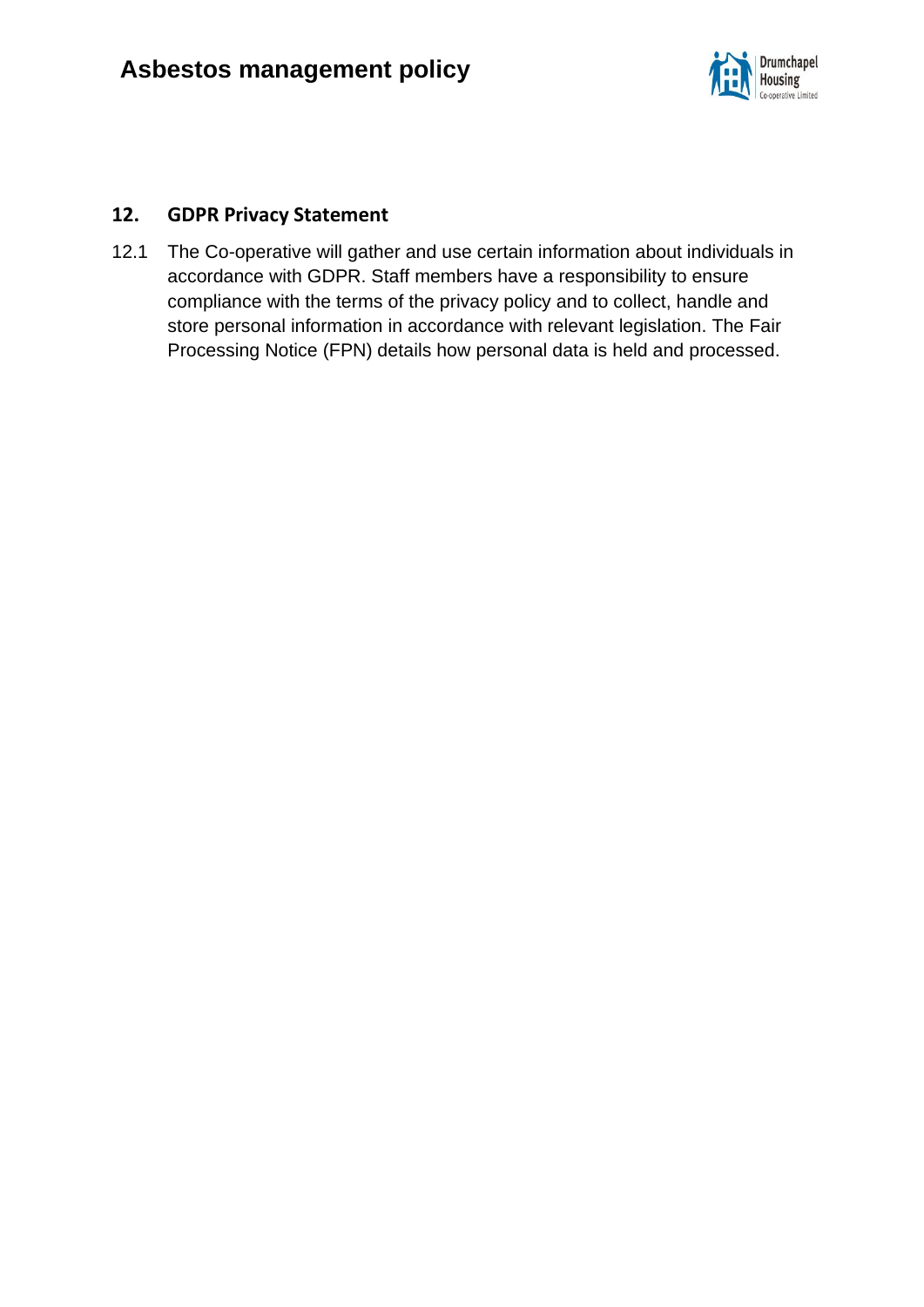## 12. GDPR Privacy Statement

12.1 The Co-operative will gather and use certain information about individuals in accordance with GDPR. Staff members have a responsibility to ensure compliance with the terms of the privacy policy and to collect, handle and store personal information in accordance with relevant legislation. The Fair Processing Notice (FPN) details how personal data is held and processed.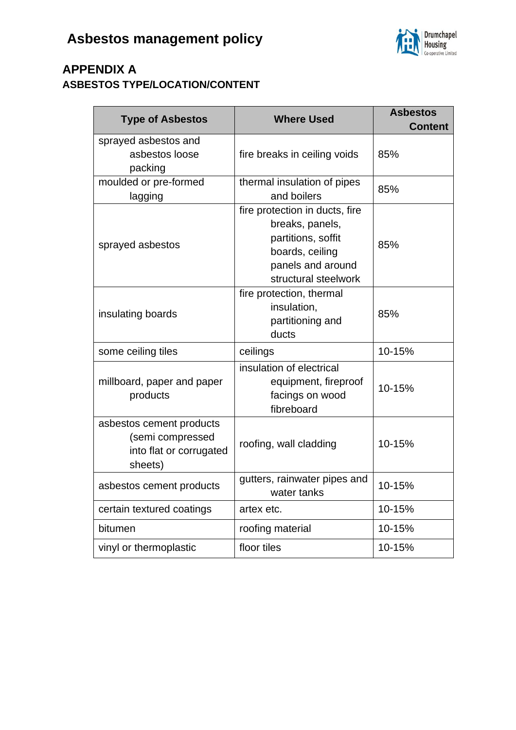## APPENDIX A

### ASBESTOS TYPE/LOCATION/CONTENT

| Type of Asbestos | Where Used | Asbestos Content |
|---|---|---|
| sprayed asbestos and asbestos loose packing | fire breaks in ceiling voids | 85% |
| moulded or pre-formed lagging | thermal insulation of pipes and boilers | 85% |
| sprayed asbestos | fire protection in ducts, fire breaks, panels, partitions, soffit boards, ceiling panels and around structural steelwork | 85% |
| insulating boards | fire protection, thermal insulation, partitioning and ducts | 85% |
| some ceiling tiles | ceilings | 10-15% |
| millboard, paper and paper products | insulation of electrical equipment, fireproof facings on wood fibreboard | 10-15% |
| asbestos cement products (semi compressed into flat or corrugated sheets) | roofing, wall cladding | 10-15% |
| asbestos cement products | gutters, rainwater pipes and water tanks | 10-15% |
| certain textured coatings | artex etc. | 10-15% |
| bitumen | roofing material | 10-15% |
| vinyl or thermoplastic | floor tiles | 10-15% |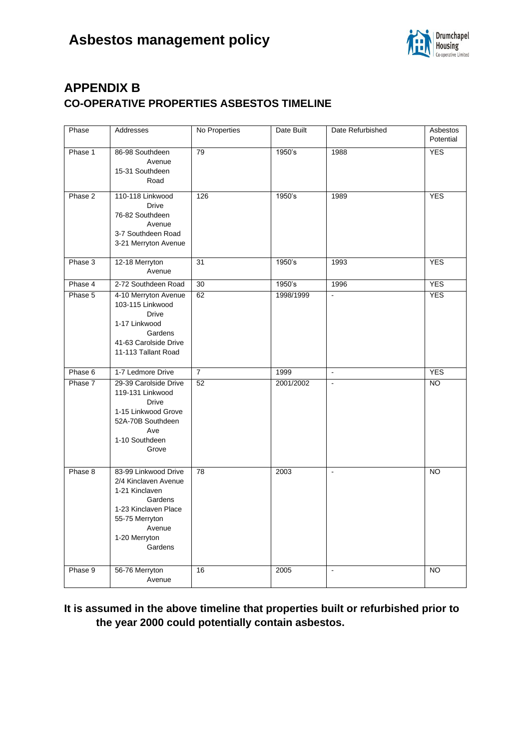## APPENDIX B

### CO-OPERATIVE PROPERTIES ASBESTOS TIMELINE

| Phase | Addresses | No Properties | Date Built | Date Refurbished | Asbestos Potential |
|---|---|---|---|---|---|
| Phase 1 | 86-98 Southdeen Avenue<br>15-31 Southdeen Road | 79 | 1950's | 1988 | YES |
| Phase 2 | 110-118 Linkwood Drive<br>76-82 Southdeen Avenue<br>3-7 Southdeen Road<br>3-21 Merryton Avenue | 126 | 1950's | 1989 | YES |
| Phase 3 | 12-18 Merryton Avenue | 31 | 1950's | 1993 | YES |
| Phase 4 | 2-72 Southdeen Road | 30 | 1950's | 1996 | YES |
| Phase 5 | 4-10 Merryton Avenue<br>103-115 Linkwood Drive<br>1-17 Linkwood Gardens<br>41-63 Carolside Drive<br>11-113 Tallant Road | 62 | 1998/1999 | - | YES |
| Phase 6 | 1-7 Ledmore Drive | 7 | 1999 | - | YES |
| Phase 7 | 29-39 Carolside Drive<br>119-131 Linkwood Drive<br>1-15 Linkwood Grove<br>52A-70B Southdeen Ave<br>1-10 Southdeen Grove | 52 | 2001/2002 | - | NO |
| Phase 8 | 83-99 Linkwood Drive<br>2/4 Kinclaven Avenue<br>1-21 Kinclaven Gardens<br>1-23 Kinclaven Place<br>55-75 Merryton Avenue<br>1-20 Merryton Gardens | 78 | 2003 | - | NO |
| Phase 9 | 56-76 Merryton Avenue | 16 | 2005 | - | NO |

**It is assumed in the above timeline that properties built or refurbished prior to the year 2000 could potentially contain asbestos.**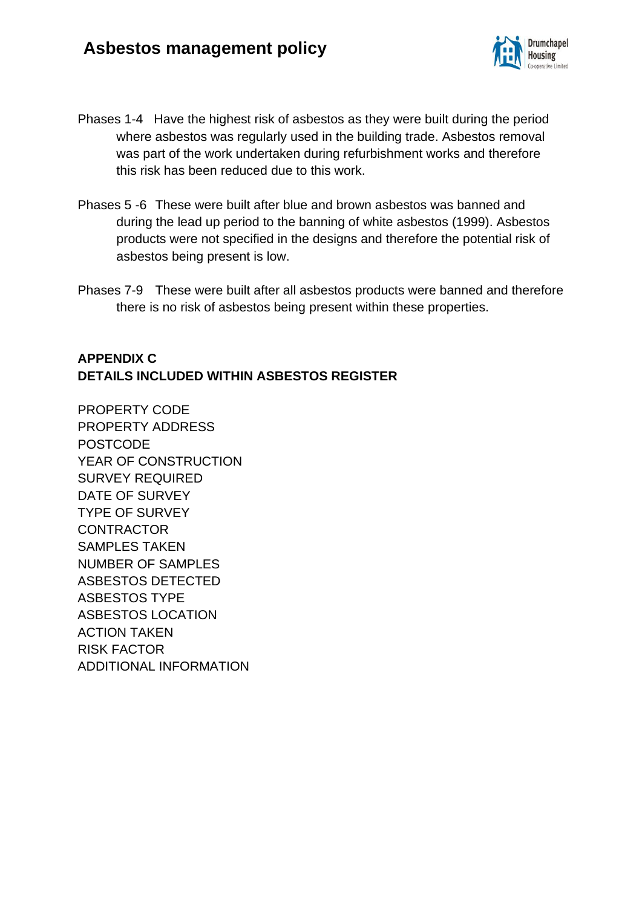Phases 1-4 Have the highest risk of asbestos as they were built during the period where asbestos was regularly used in the building trade. Asbestos removal was part of the work undertaken during refurbishment works and therefore this risk has been reduced due to this work.

Phases 5 -6 These were built after blue and brown asbestos was banned and during the lead up period to the banning of white asbestos (1999). Asbestos products were not specified in the designs and therefore the potential risk of asbestos being present is low.

Phases 7-9 These were built after all asbestos products were banned and therefore there is no risk of asbestos being present within these properties.

**APPENDIX C**
**DETAILS INCLUDED WITHIN ASBESTOS REGISTER**

PROPERTY CODE
PROPERTY ADDRESS
POSTCODE
YEAR OF CONSTRUCTION
SURVEY REQUIRED
DATE OF SURVEY
TYPE OF SURVEY
CONTRACTOR
SAMPLES TAKEN
NUMBER OF SAMPLES
ASBESTOS DETECTED
ASBESTOS TYPE
ASBESTOS LOCATION
ACTION TAKEN
RISK FACTOR
ADDITIONAL INFORMATION